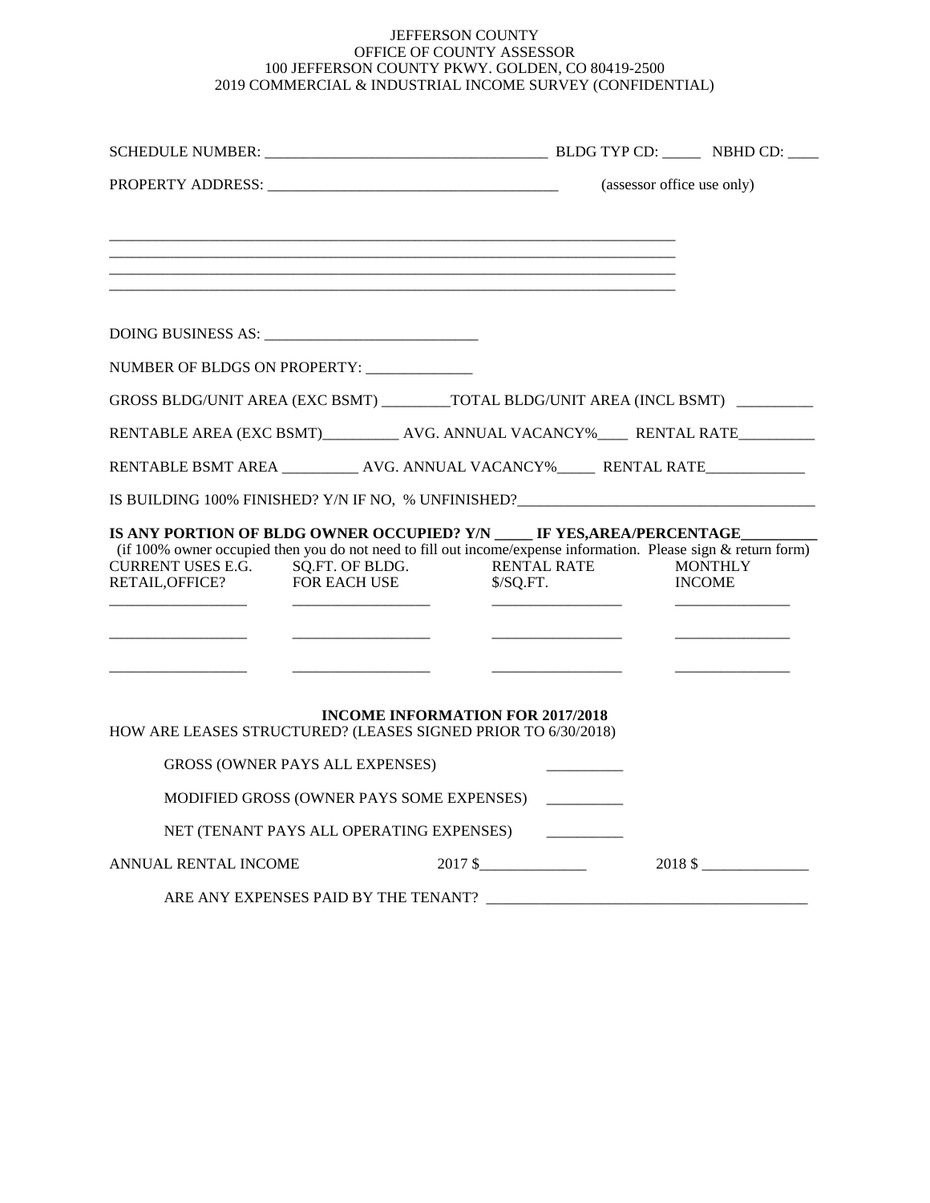JEFFERSON COUNTY
OFFICE OF COUNTY ASSESSOR
100 JEFFERSON COUNTY PKWY. GOLDEN, CO 80419-2500
2019 COMMERCIAL & INDUSTRIAL INCOME SURVEY (CONFIDENTIAL)

SCHEDULE NUMBER: ____________________________________ BLDG TYP CD: _____ NBHD CD: ____

PROPERTY ADDRESS: ______________________________________ (assessor office use only)

_____________________________________________________________________________

_____________________________________________________________________________

_____________________________________________________________________________

_____________________________________________________________________________

DOING BUSINESS AS: _____________________________

NUMBER OF BLDGS ON PROPERTY: ______________

GROSS BLDG/UNIT AREA (EXC BSMT) _________TOTAL BLDG/UNIT AREA (INCL BSMT) __________

RENTABLE AREA (EXC BSMT)__________ AVG. ANNUAL VACANCY%____ RENTAL RATE__________

RENTABLE BSMT AREA __________ AVG. ANNUAL VACANCY%_____ RENTAL RATE_____________

IS BUILDING 100% FINISHED? Y/N IF NO, % UNFINISHED?_______________________________________

**IS ANY PORTION OF BLDG OWNER OCCUPIED? Y/N _____ IF YES,AREA/PERCENTAGE__________**

(if 100% owner occupied then you do not need to fill out income/expense information. Please sign & return form)

| CURRENT USES E.G. RETAIL,OFFICE? | SQ.FT. OF BLDG. FOR EACH USE | RENTAL RATE $/SQ.FT. | MONTHLY INCOME |
|---|---|---|---|
| __________________ | __________________ | _________________ | _______________ |
| __________________ | __________________ | _________________ | _______________ |
| __________________ | __________________ | _________________ | _______________ |

**INCOME INFORMATION FOR 2017/2018**

HOW ARE LEASES STRUCTURED? (LEASES SIGNED PRIOR TO 6/30/2018)

GROSS (OWNER PAYS ALL EXPENSES) __________

MODIFIED GROSS (OWNER PAYS SOME EXPENSES) __________

NET (TENANT PAYS ALL OPERATING EXPENSES) __________

ANNUAL RENTAL INCOME 2017 $______________ 2018 $ ______________

ARE ANY EXPENSES PAID BY THE TENANT? __________________________________________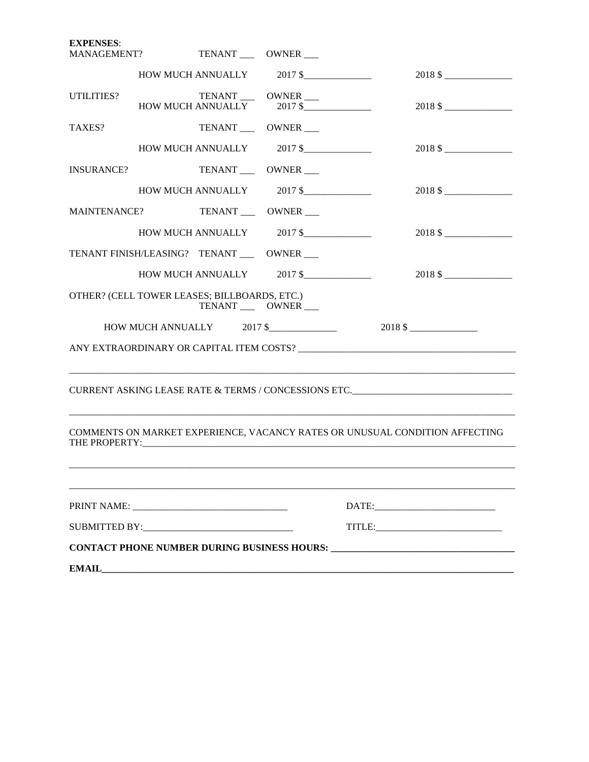**EXPENSES**:

MANAGEMENT? TENANT ___ OWNER ___

HOW MUCH ANNUALLY 2017 $______________ 2018 $ ______________

UTILITIES? TENANT ___ OWNER ___

HOW MUCH ANNUALLY 2017 $______________ 2018 $ ______________

TAXES? TENANT ___ OWNER ___

HOW MUCH ANNUALLY 2017 $______________ 2018 $ ______________

INSURANCE? TENANT ___ OWNER ___

HOW MUCH ANNUALLY 2017 $______________ 2018 $ ______________

MAINTENANCE? TENANT ___ OWNER ___

HOW MUCH ANNUALLY 2017 $______________ 2018 $ ______________

TENANT FINISH/LEASING? TENANT ___ OWNER ___

HOW MUCH ANNUALLY 2017 $______________ 2018 $ ______________

OTHER? (CELL TOWER LEASES; BILLBOARDS, ETC.)
TENANT ___ OWNER ___

HOW MUCH ANNUALLY 2017 $______________ 2018 $ ______________

ANY EXTRAORDINARY OR CAPITAL ITEM COSTS? ______________________________________________

_____________________________________________________________________________________

CURRENT ASKING LEASE RATE & TERMS / CONCESSIONS ETC.__________________________________

_____________________________________________________________________________________

COMMENTS ON MARKET EXPERIENCE, VACANCY RATES OR UNUSUAL CONDITION AFFECTING THE PROPERTY:__________________________________________________________________________

_____________________________________________________________________________________

_____________________________________________________________________________________

PRINT NAME: ________________________________ DATE:__________________________

SUBMITTED BY:_______________________________ TITLE:__________________________

**CONTACT PHONE NUMBER DURING BUSINESS HOURS: ______________________________________**

**EMAIL___________________________________________________________________________**